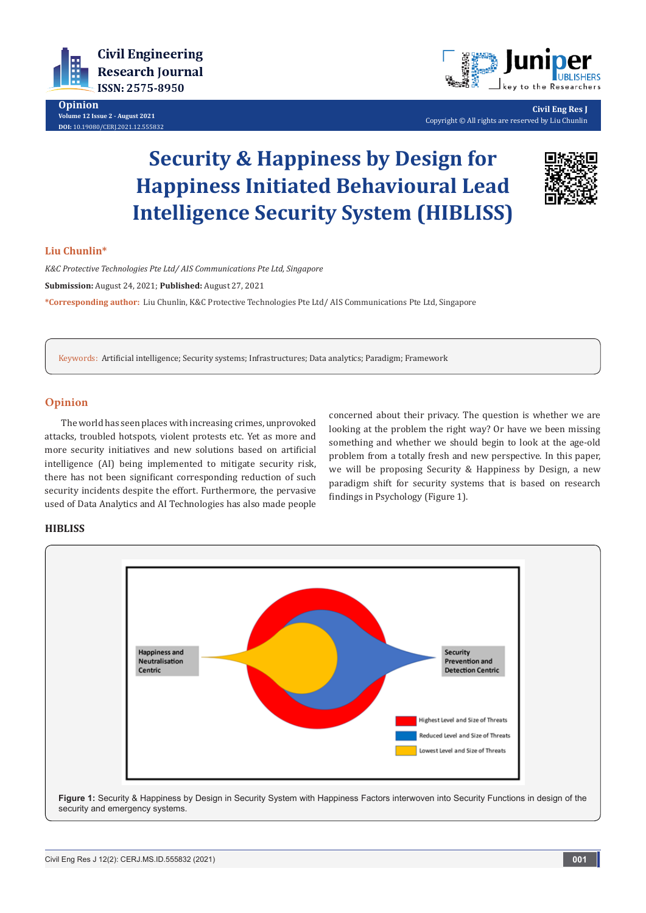# Security & Happiness by Design for Happiness Initiated Behavioural Lead Intelligence Security System (HIBLISS)

**Liu Chunlin***

*K&C Protective Technologies Pte Ltd/ AIS Communications Pte Ltd, Singapore*

**Submission:** August 24, 2021; **Published:** August 27, 2021

***Corresponding author:** Liu Chunlin, K&C Protective Technologies Pte Ltd/ AIS Communications Pte Ltd, Singapore

**Keywords:** Artificial intelligence; Security systems; Infrastructures; Data analytics; Paradigm; Framework

## Opinion

The world has seen places with increasing crimes, unprovoked attacks, troubled hotspots, violent protests etc. Yet as more and more security initiatives and new solutions based on artificial intelligence (AI) being implemented to mitigate security risk, there has not been significant corresponding reduction of such security incidents despite the effort. Furthermore, the pervasive used of Data Analytics and AI Technologies has also made people concerned about their privacy. The question is whether we are looking at the problem the right way? Or have we been missing something and whether we should begin to look at the age-old problem from a totally fresh and new perspective. In this paper, we will be proposing Security & Happiness by Design, a new paradigm shift for security systems that is based on research findings in Psychology (Figure 1).

## HIBLISS

**Figure 1:** Security & Happiness by Design in Security System with Happiness Factors interwoven into Security Functions in design of the security and emergency systems.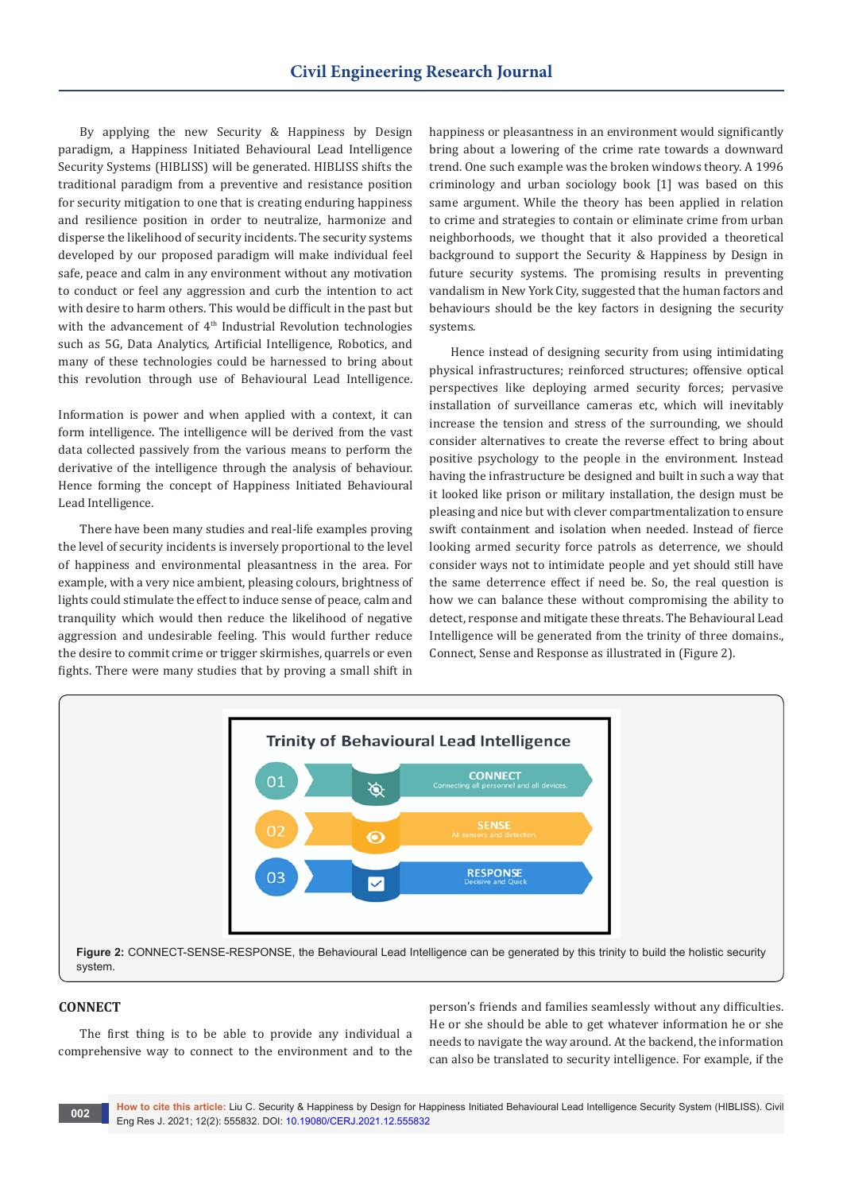By applying the new Security & Happiness by Design paradigm, a Happiness Initiated Behavioural Lead Intelligence Security Systems (HIBLISS) will be generated. HIBLISS shifts the traditional paradigm from a preventive and resistance position for security mitigation to one that is creating enduring happiness and resilience position in order to neutralize, harmonize and disperse the likelihood of security incidents. The security systems developed by our proposed paradigm will make individual feel safe, peace and calm in any environment without any motivation to conduct or feel any aggression and curb the intention to act with desire to harm others. This would be difficult in the past but with the advancement of 4th Industrial Revolution technologies such as 5G, Data Analytics, Artificial Intelligence, Robotics, and many of these technologies could be harnessed to bring about this revolution through use of Behavioural Lead Intelligence.

Information is power and when applied with a context, it can form intelligence. The intelligence will be derived from the vast data collected passively from the various means to perform the derivative of the intelligence through the analysis of behaviour. Hence forming the concept of Happiness Initiated Behavioural Lead Intelligence.

There have been many studies and real-life examples proving the level of security incidents is inversely proportional to the level of happiness and environmental pleasantness in the area. For example, with a very nice ambient, pleasing colours, brightness of lights could stimulate the effect to induce sense of peace, calm and tranquility which would then reduce the likelihood of negative aggression and undesirable feeling. This would further reduce the desire to commit crime or trigger skirmishes, quarrels or even fights. There were many studies that by proving a small shift in happiness or pleasantness in an environment would significantly bring about a lowering of the crime rate towards a downward trend. One such example was the broken windows theory. A 1996 criminology and urban sociology book [1] was based on this same argument. While the theory has been applied in relation to crime and strategies to contain or eliminate crime from urban neighborhoods, we thought that it also provided a theoretical background to support the Security & Happiness by Design in future security systems. The promising results in preventing vandalism in New York City, suggested that the human factors and behaviours should be the key factors in designing the security systems.

Hence instead of designing security from using intimidating physical infrastructures; reinforced structures; offensive optical perspectives like deploying armed security forces; pervasive installation of surveillance cameras etc, which will inevitably increase the tension and stress of the surrounding, we should consider alternatives to create the reverse effect to bring about positive psychology to the people in the environment. Instead having the infrastructure be designed and built in such a way that it looked like prison or military installation, the design must be pleasing and nice but with clever compartmentalization to ensure swift containment and isolation when needed. Instead of fierce looking armed security force patrols as deterrence, we should consider ways not to intimidate people and yet should still have the same deterrence effect if need be. So, the real question is how we can balance these without compromising the ability to detect, response and mitigate these threats. The Behavioural Lead Intelligence will be generated from the trinity of three domains., Connect, Sense and Response as illustrated in (Figure 2).

**Trinity of Behavioural Lead Intelligence**

- 01 CONNECT — Connecting all personnel and all devices.
- 02 SENSE — All sensors and detection.
- 03 RESPONSE — Decisive and Quick

**Figure 2:** CONNECT-SENSE-RESPONSE, the Behavioural Lead Intelligence can be generated by this trinity to build the holistic security system.

## CONNECT

The first thing is to be able to provide any individual a comprehensive way to connect to the environment and to the person's friends and families seamlessly without any difficulties. He or she should be able to get whatever information he or she needs to navigate the way around. At the backend, the information can also be translated to security intelligence. For example, if the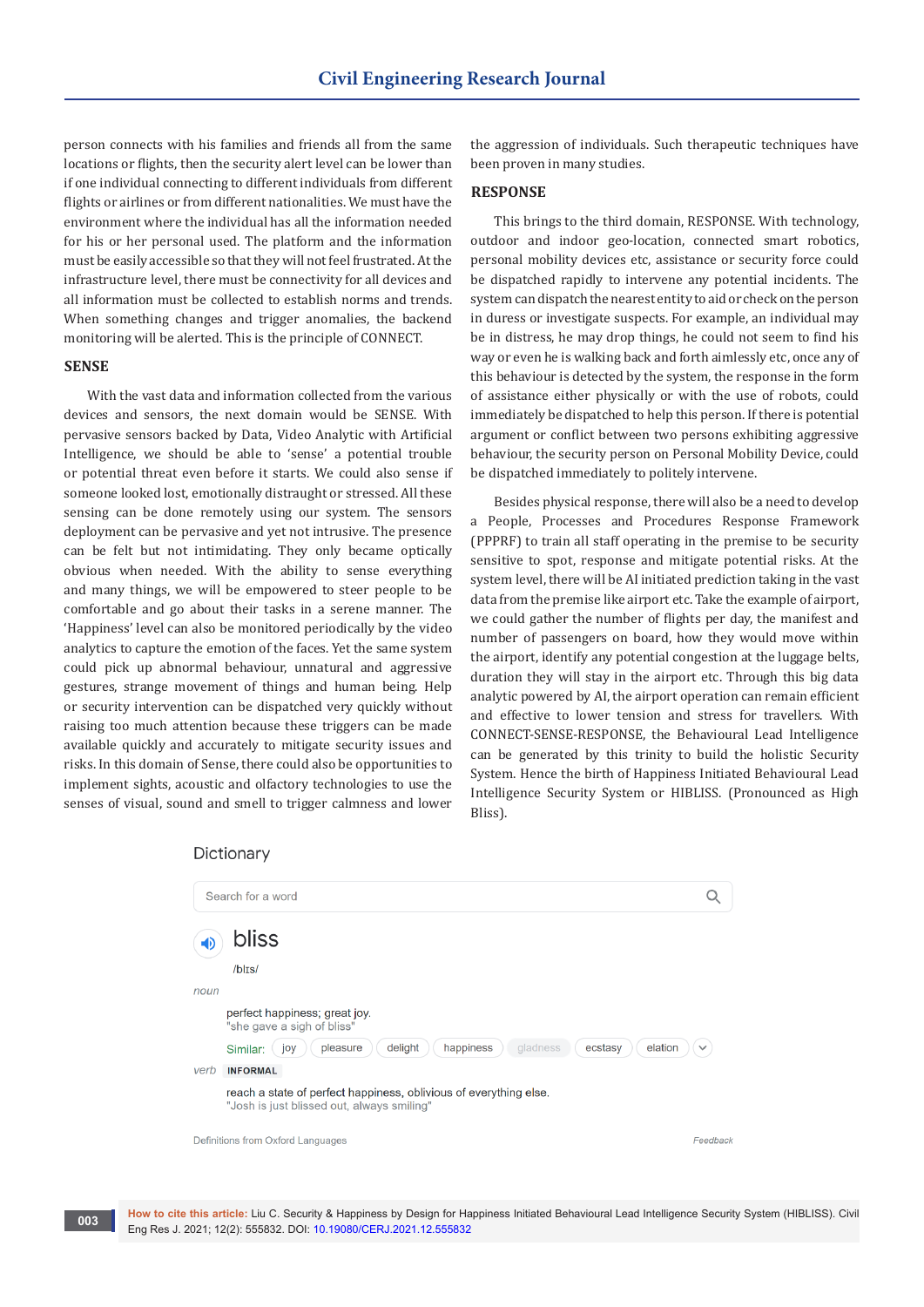person connects with his families and friends all from the same locations or flights, then the security alert level can be lower than if one individual connecting to different individuals from different flights or airlines or from different nationalities. We must have the environment where the individual has all the information needed for his or her personal used. The platform and the information must be easily accessible so that they will not feel frustrated. At the infrastructure level, there must be connectivity for all devices and all information must be collected to establish norms and trends. When something changes and trigger anomalies, the backend monitoring will be alerted. This is the principle of CONNECT.

## SENSE

With the vast data and information collected from the various devices and sensors, the next domain would be SENSE. With pervasive sensors backed by Data, Video Analytic with Artificial Intelligence, we should be able to 'sense' a potential trouble or potential threat even before it starts. We could also sense if someone looked lost, emotionally distraught or stressed. All these sensing can be done remotely using our system. The sensors deployment can be pervasive and yet not intrusive. The presence can be felt but not intimidating. They only became optically obvious when needed. With the ability to sense everything and many things, we will be empowered to steer people to be comfortable and go about their tasks in a serene manner. The 'Happiness' level can also be monitored periodically by the video analytics to capture the emotion of the faces. Yet the same system could pick up abnormal behaviour, unnatural and aggressive gestures, strange movement of things and human being. Help or security intervention can be dispatched very quickly without raising too much attention because these triggers can be made available quickly and accurately to mitigate security issues and risks. In this domain of Sense, there could also be opportunities to implement sights, acoustic and olfactory technologies to use the senses of visual, sound and smell to trigger calmness and lower the aggression of individuals. Such therapeutic techniques have been proven in many studies.

## RESPONSE

This brings to the third domain, RESPONSE. With technology, outdoor and indoor geo-location, connected smart robotics, personal mobility devices etc, assistance or security force could be dispatched rapidly to intervene any potential incidents. The system can dispatch the nearest entity to aid or check on the person in duress or investigate suspects. For example, an individual may be in distress, he may drop things, he could not seem to find his way or even he is walking back and forth aimlessly etc, once any of this behaviour is detected by the system, the response in the form of assistance either physically or with the use of robots, could immediately be dispatched to help this person. If there is potential argument or conflict between two persons exhibiting aggressive behaviour, the security person on Personal Mobility Device, could be dispatched immediately to politely intervene.

Besides physical response, there will also be a need to develop a People, Processes and Procedures Response Framework (PPPRF) to train all staff operating in the premise to be security sensitive to spot, response and mitigate potential risks. At the system level, there will be AI initiated prediction taking in the vast data from the premise like airport etc. Take the example of airport, we could gather the number of flights per day, the manifest and number of passengers on board, how they would move within the airport, identify any potential congestion at the luggage belts, duration they will stay in the airport etc. Through this big data analytic powered by AI, the airport operation can remain efficient and effective to lower tension and stress for travellers. With CONNECT-SENSE-RESPONSE, the Behavioural Lead Intelligence can be generated by this trinity to build the holistic Security System. Hence the birth of Happiness Initiated Behavioural Lead Intelligence Security System or HIBLISS. (Pronounced as High Bliss).

Dictionary

Search for a word

**bliss**

/blɪs/

*noun*

perfect happiness; great joy.
"she gave a sigh of bliss"

Similar: joy pleasure delight happiness gladness ecstasy elation

*verb* INFORMAL

reach a state of perfect happiness, oblivious of everything else.
"Josh is just blissed out, always smiling"

Definitions from Oxford Languages — Feedback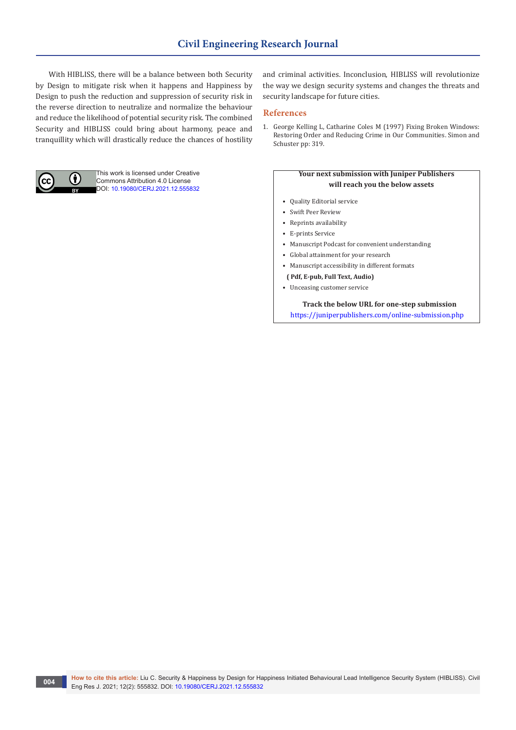With HIBLISS, there will be a balance between both Security by Design to mitigate risk when it happens and Happiness by Design to push the reduction and suppression of security risk in the reverse direction to neutralize and normalize the behaviour and reduce the likelihood of potential security risk. The combined Security and HIBLISS could bring about harmony, peace and tranquillity which will drastically reduce the chances of hostility and criminal activities. Inconclusion, HIBLISS will revolutionize the way we design security systems and changes the threats and security landscape for future cities.

## References

1. George Kelling L, Catharine Coles M (1997) Fixing Broken Windows: Restoring Order and Reducing Crime in Our Communities. Simon and Schuster pp: 319.

This work is licensed under Creative Commons Attribution 4.0 License
DOI: 10.19080/CERJ.2021.12.555832

**Your next submission with Juniper Publishers will reach you the below assets**

- Quality Editorial service
- Swift Peer Review
- Reprints availability
- E-prints Service
- Manuscript Podcast for convenient understanding
- Global attainment for your research
- Manuscript accessibility in different formats

**( Pdf, E-pub, Full Text, Audio)**

- Unceasing customer service

**Track the below URL for one-step submission**
https://juniperpublishers.com/online-submission.php

**How to cite this article:** Liu C. Security & Happiness by Design for Happiness Initiated Behavioural Lead Intelligence Security System (HIBLISS). Civil Eng Res J. 2021; 12(2): 555832. DOI: 10.19080/CERJ.2021.12.555832